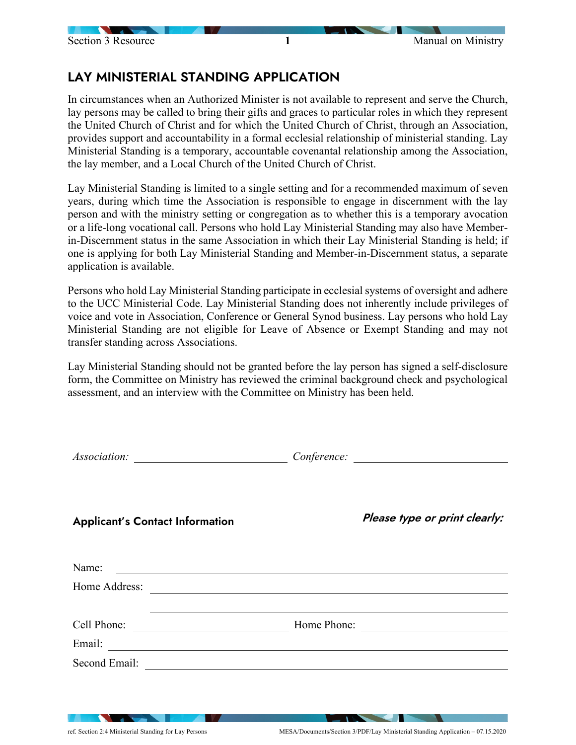# LAY MINISTERIAL STANDING APPLICATION

In circumstances when an Authorized Minister is not available to represent and serve the Church, lay persons may be called to bring their gifts and graces to particular roles in which they represent the United Church of Christ and for which the United Church of Christ, through an Association, provides support and accountability in a formal ecclesial relationship of ministerial standing. Lay Ministerial Standing is a temporary, accountable covenantal relationship among the Association, the lay member, and a Local Church of the United Church of Christ.

Lay Ministerial Standing is limited to a single setting and for a recommended maximum of seven years, during which time the Association is responsible to engage in discernment with the lay person and with the ministry setting or congregation as to whether this is a temporary avocation or a life-long vocational call. Persons who hold Lay Ministerial Standing may also have Member-in-Discernment status in the same Association in which their Lay Ministerial Standing is held; if one is applying for both Lay Ministerial Standing and Member-in-Discernment status, a separate application is available.

Persons who hold Lay Ministerial Standing participate in ecclesial systems of oversight and adhere to the UCC Ministerial Code. Lay Ministerial Standing does not inherently include privileges of voice and vote in Association, Conference or General Synod business. Lay persons who hold Lay Ministerial Standing are not eligible for Leave of Absence or Exempt Standing and may not transfer standing across Associations.

Lay Ministerial Standing should not be granted before the lay person has signed a self-disclosure form, the Committee on Ministry has reviewed the criminal background check and psychological assessment, and an interview with the Committee on Ministry has been held.

*Association:* ______________________ *Conference:* ______________________

**Applicant's Contact Information** ***Please type or print clearly:***

Name: ______________________________________________

Home Address: ______________________________________________

______________________________________________

Cell Phone: ______________________ Home Phone: ______________________

Email: ______________________________________________

Second Email: ______________________________________________

ref. Section 2:4 Ministerial Standing for Lay Persons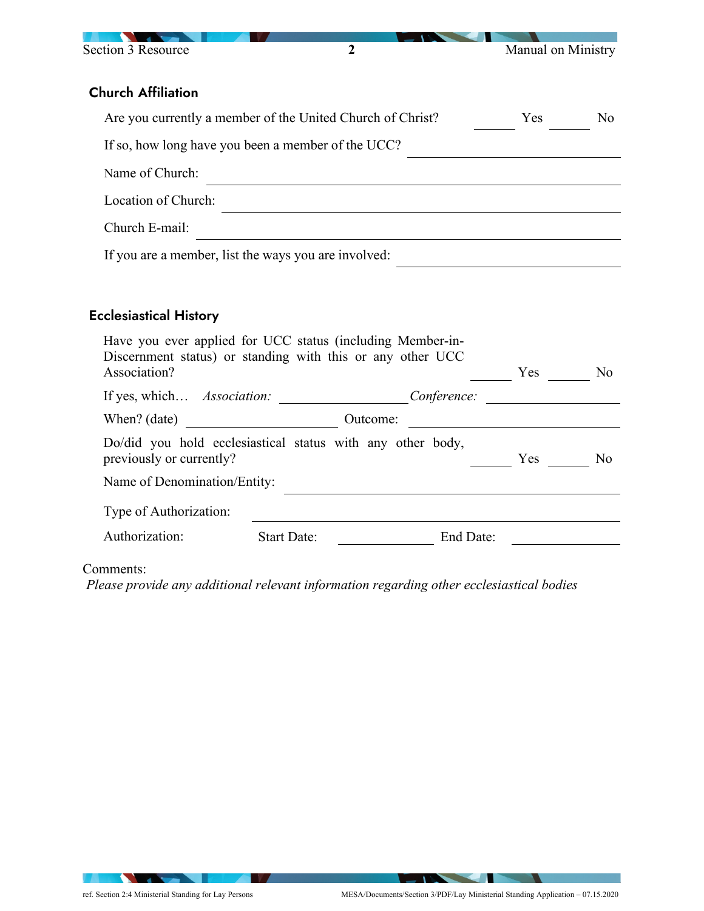## Church Affiliation

Are you currently a member of the United Church of Christ? ______ Yes ______ No

If so, how long have you been a member of the UCC? ____________________

Name of Church: ____________________

Location of Church: ____________________

Church E-mail: ____________________

If you are a member, list the ways you are involved: ____________________

## Ecclesiastical History

Have you ever applied for UCC status (including Member-in-Discernment status) or standing with this or any other UCC Association? ______ Yes ______ No

If yes, which… *Association:* ____________________ *Conference:* ____________________

When? (date) ____________________ Outcome: ____________________

Do/did you hold ecclesiastical status with any other body, previously or currently? ______ Yes ______ No

Name of Denomination/Entity: ____________________

Type of Authorization: ____________________

Authorization: Start Date: ______________ End Date: ______________

Comments:

*Please provide any additional relevant information regarding other ecclesiastical bodies*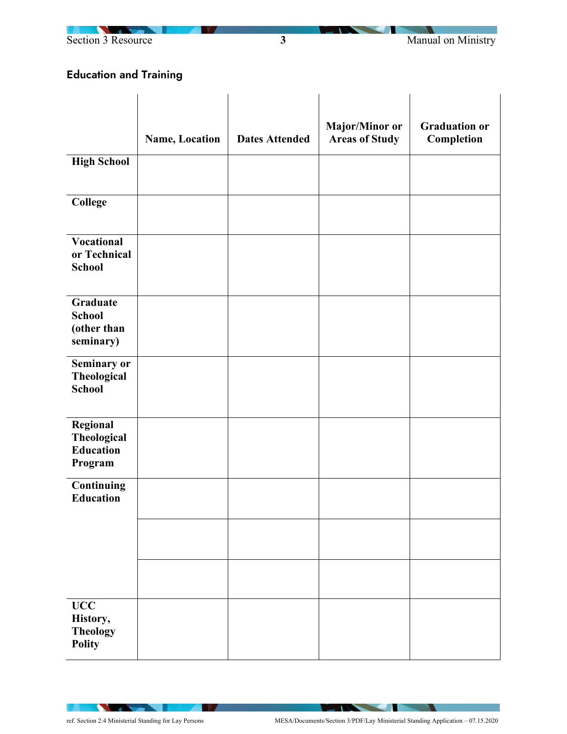## Education and Training

| | Name, Location | Dates Attended | Major/Minor or Areas of Study | Graduation or Completion |
|---|---|---|---|---|
| **High School** | | | | |
| **College** | | | | |
| **Vocational or Technical School** | | | | |
| **Graduate School (other than seminary)** | | | | |
| **Seminary or Theological School** | | | | |
| **Regional Theological Education Program** | | | | |
| **Continuing Education** | | | | |
| | | | | |
| | | | | |
| **UCC History, Theology Polity** | | | | |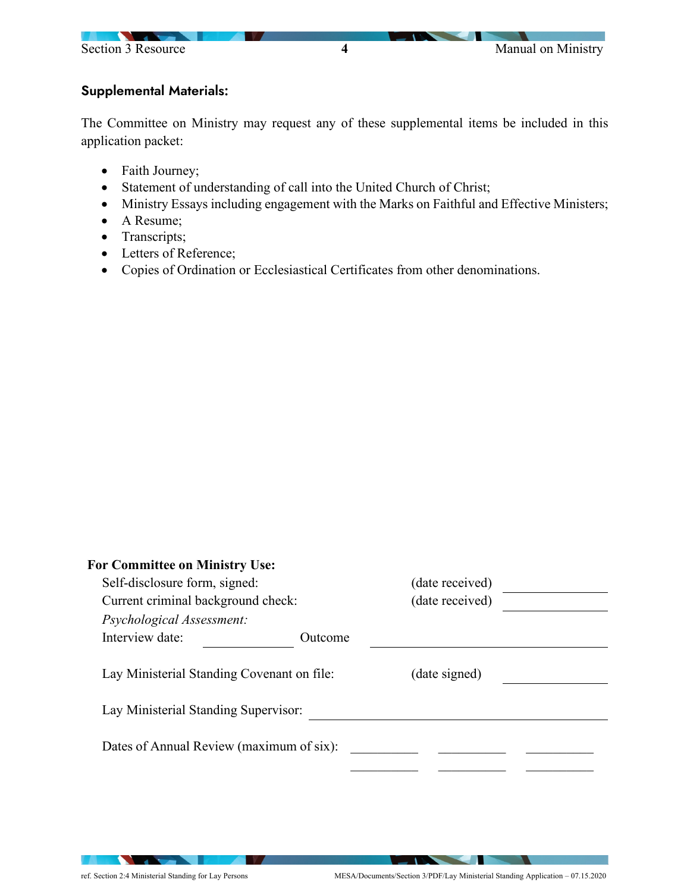### Supplemental Materials:

The Committee on Ministry may request any of these supplemental items be included in this application packet:

- Faith Journey;
- Statement of understanding of call into the United Church of Christ;
- Ministry Essays including engagement with the Marks on Faithful and Effective Ministers;
- A Resume;
- Transcripts;
- Letters of Reference;
- Copies of Ordination or Ecclesiastical Certificates from other denominations.

**For Committee on Ministry Use:**

Self-disclosure form, signed: (date received) ____________

Current criminal background check: (date received) ____________

*Psychological Assessment:*

Interview date: ____________ Outcome ______________________________

Lay Ministerial Standing Covenant on file: (date signed) ____________

Lay Ministerial Standing Supervisor: ______________________________

Dates of Annual Review (maximum of six): ________ ________ ________

________ ________ ________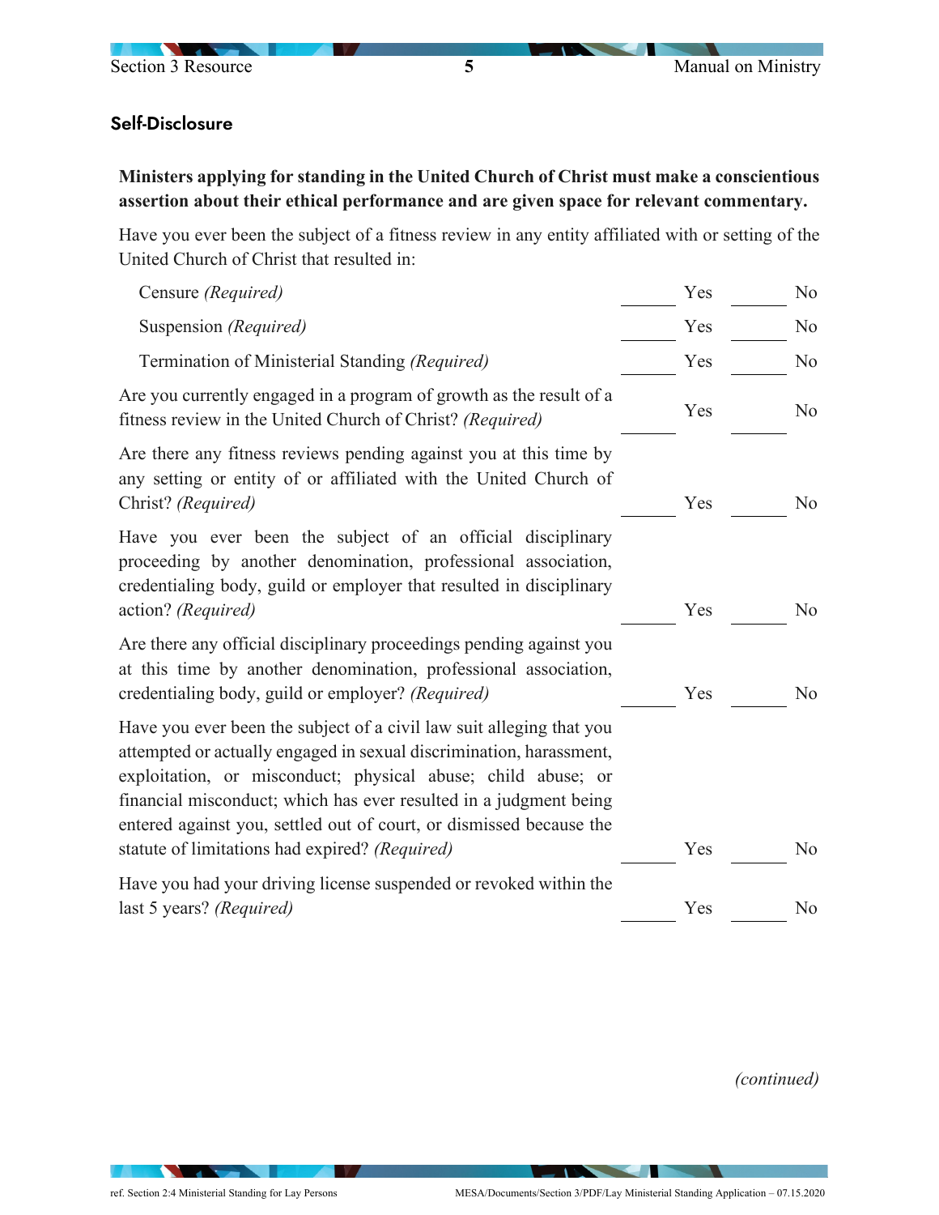### Self-Disclosure

**Ministers applying for standing in the United Church of Christ must make a conscientious assertion about their ethical performance and are given space for relevant commentary.**

Have you ever been the subject of a fitness review in any entity affiliated with or setting of the United Church of Christ that resulted in:

| | | |
|---|---|---|
| Censure *(Required)* | ______ Yes | ______ No |
| Suspension *(Required)* | ______ Yes | ______ No |
| Termination of Ministerial Standing *(Required)* | ______ Yes | ______ No |
| Are you currently engaged in a program of growth as the result of a fitness review in the United Church of Christ? *(Required)* | ______ Yes | ______ No |
| Are there any fitness reviews pending against you at this time by any setting or entity of or affiliated with the United Church of Christ? *(Required)* | ______ Yes | ______ No |
| Have you ever been the subject of an official disciplinary proceeding by another denomination, professional association, credentialing body, guild or employer that resulted in disciplinary action? *(Required)* | ______ Yes | ______ No |
| Are there any official disciplinary proceedings pending against you at this time by another denomination, professional association, credentialing body, guild or employer? *(Required)* | ______ Yes | ______ No |
| Have you ever been the subject of a civil law suit alleging that you attempted or actually engaged in sexual discrimination, harassment, exploitation, or misconduct; physical abuse; child abuse; or financial misconduct; which has ever resulted in a judgment being entered against you, settled out of court, or dismissed because the statute of limitations had expired? *(Required)* | ______ Yes | ______ No |
| Have you had your driving license suspended or revoked within the last 5 years? *(Required)* | ______ Yes | ______ No |

*(continued)*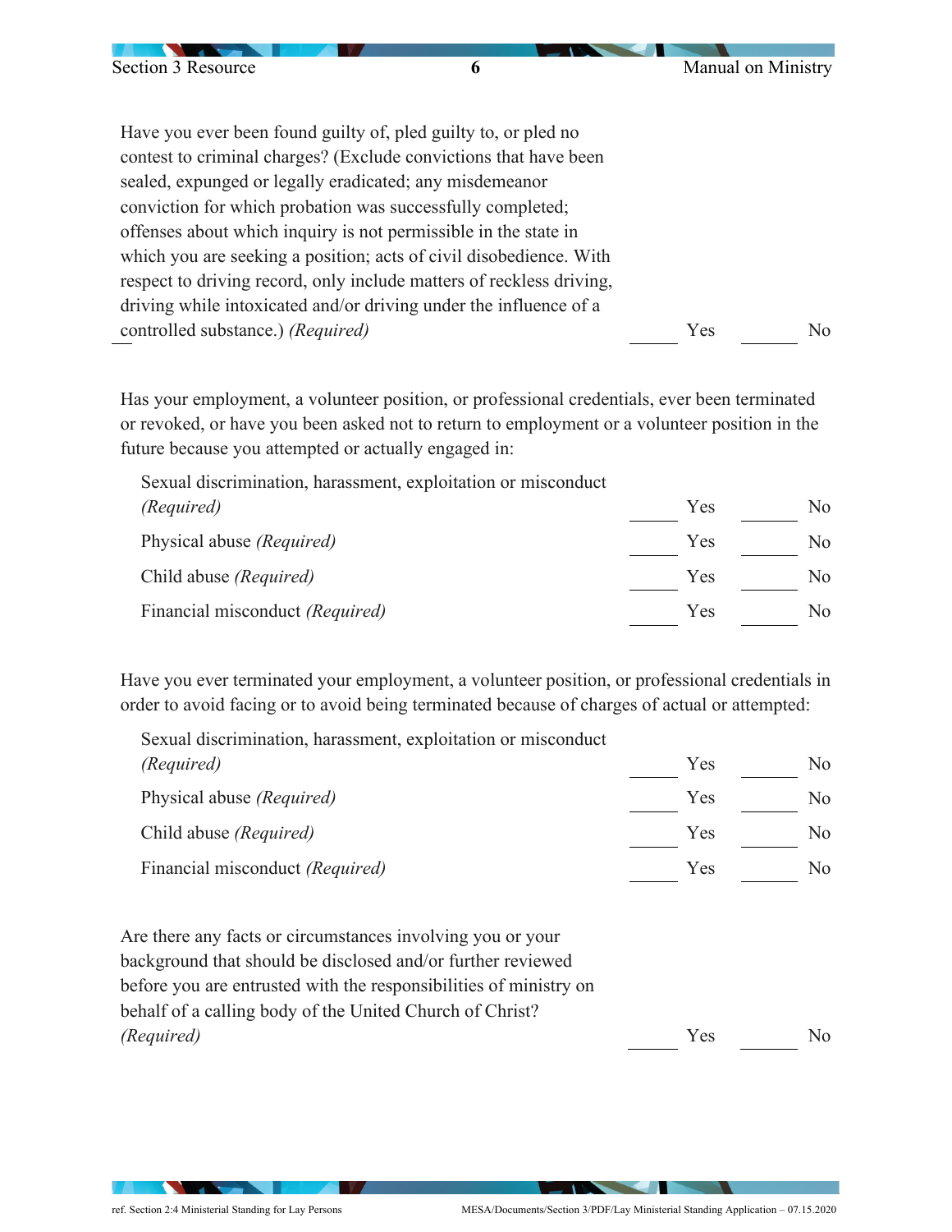Have you ever been found guilty of, pled guilty to, or pled no contest to criminal charges? (Exclude convictions that have been sealed, expunged or legally eradicated; any misdemeanor conviction for which probation was successfully completed; offenses about which inquiry is not permissible in the state in which you are seeking a position; acts of civil disobedience. With respect to driving record, only include matters of reckless driving, driving while intoxicated and/or driving under the influence of a controlled substance.) *(Required)* \_\_\_\_\_ Yes \_\_\_\_\_ No

Has your employment, a volunteer position, or professional credentials, ever been terminated or revoked, or have you been asked not to return to employment or a volunteer position in the future because you attempted or actually engaged in:

| | | |
|---|---|---|
| Sexual discrimination, harassment, exploitation or misconduct *(Required)* | \_\_\_\_\_ Yes | \_\_\_\_\_ No |
| Physical abuse *(Required)* | \_\_\_\_\_ Yes | \_\_\_\_\_ No |
| Child abuse *(Required)* | \_\_\_\_\_ Yes | \_\_\_\_\_ No |
| Financial misconduct *(Required)* | \_\_\_\_\_ Yes | \_\_\_\_\_ No |

Have you ever terminated your employment, a volunteer position, or professional credentials in order to avoid facing or to avoid being terminated because of charges of actual or attempted:

| | | |
|---|---|---|
| Sexual discrimination, harassment, exploitation or misconduct *(Required)* | \_\_\_\_\_ Yes | \_\_\_\_\_ No |
| Physical abuse *(Required)* | \_\_\_\_\_ Yes | \_\_\_\_\_ No |
| Child abuse *(Required)* | \_\_\_\_\_ Yes | \_\_\_\_\_ No |
| Financial misconduct *(Required)* | \_\_\_\_\_ Yes | \_\_\_\_\_ No |

Are there any facts or circumstances involving you or your background that should be disclosed and/or further reviewed before you are entrusted with the responsibilities of ministry on behalf of a calling body of the United Church of Christ? *(Required)* \_\_\_\_\_ Yes \_\_\_\_\_ No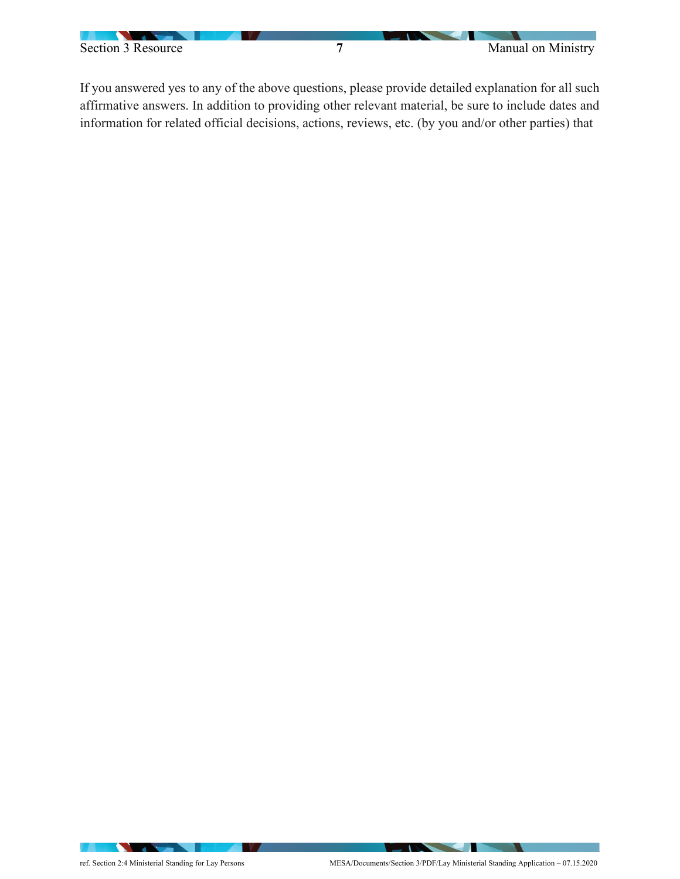If you answered yes to any of the above questions, please provide detailed explanation for all such affirmative answers. In addition to providing other relevant material, be sure to include dates and information for related official decisions, actions, reviews, etc. (by you and/or other parties) that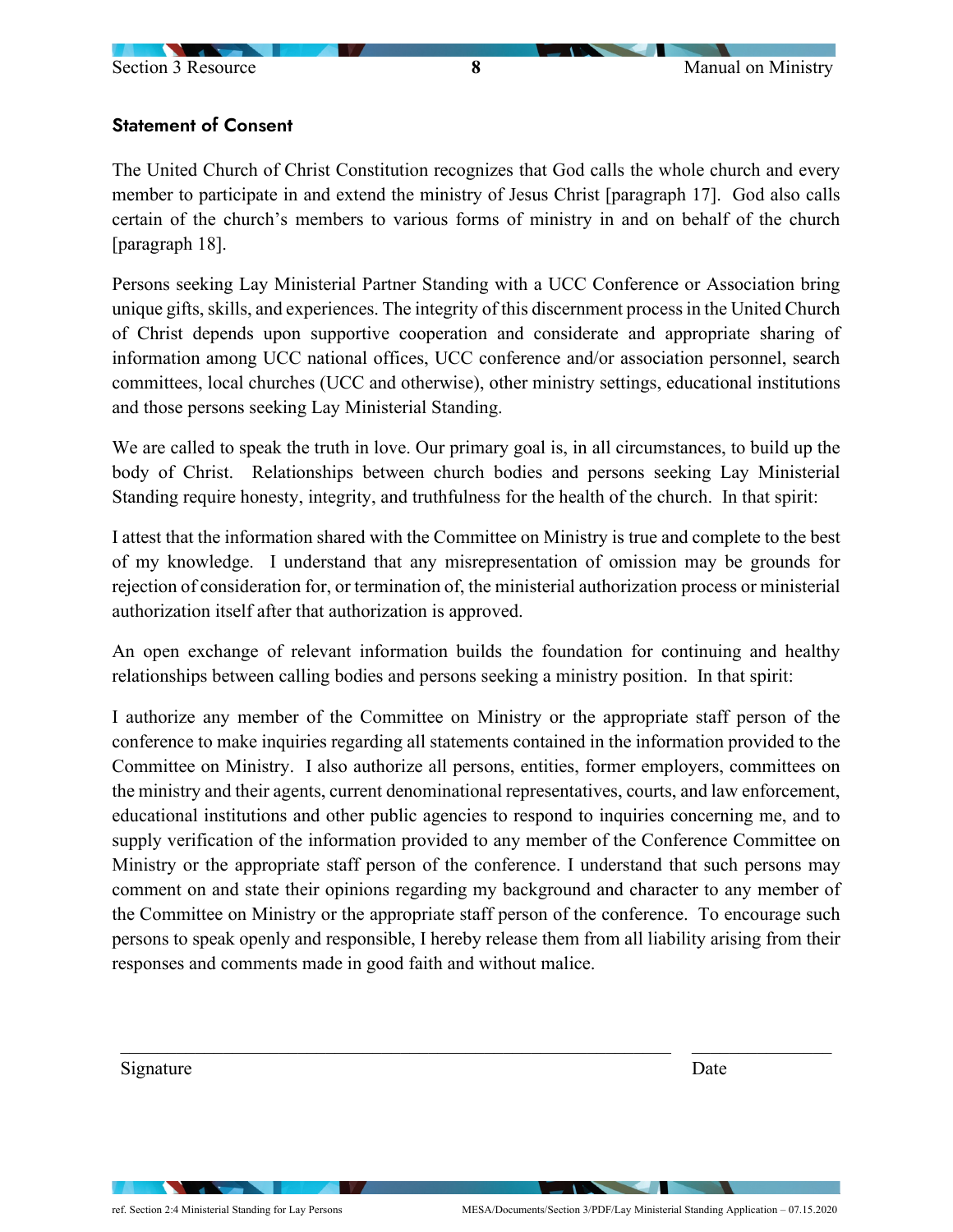## Statement of Consent

The United Church of Christ Constitution recognizes that God calls the whole church and every member to participate in and extend the ministry of Jesus Christ [paragraph 17]. God also calls certain of the church's members to various forms of ministry in and on behalf of the church [paragraph 18].

Persons seeking Lay Ministerial Partner Standing with a UCC Conference or Association bring unique gifts, skills, and experiences. The integrity of this discernment process in the United Church of Christ depends upon supportive cooperation and considerate and appropriate sharing of information among UCC national offices, UCC conference and/or association personnel, search committees, local churches (UCC and otherwise), other ministry settings, educational institutions and those persons seeking Lay Ministerial Standing.

We are called to speak the truth in love. Our primary goal is, in all circumstances, to build up the body of Christ. Relationships between church bodies and persons seeking Lay Ministerial Standing require honesty, integrity, and truthfulness for the health of the church. In that spirit:

I attest that the information shared with the Committee on Ministry is true and complete to the best of my knowledge. I understand that any misrepresentation of omission may be grounds for rejection of consideration for, or termination of, the ministerial authorization process or ministerial authorization itself after that authorization is approved.

An open exchange of relevant information builds the foundation for continuing and healthy relationships between calling bodies and persons seeking a ministry position. In that spirit:

I authorize any member of the Committee on Ministry or the appropriate staff person of the conference to make inquiries regarding all statements contained in the information provided to the Committee on Ministry. I also authorize all persons, entities, former employers, committees on the ministry and their agents, current denominational representatives, courts, and law enforcement, educational institutions and other public agencies to respond to inquiries concerning me, and to supply verification of the information provided to any member of the Conference Committee on Ministry or the appropriate staff person of the conference. I understand that such persons may comment on and state their opinions regarding my background and character to any member of the Committee on Ministry or the appropriate staff person of the conference. To encourage such persons to speak openly and responsible, I hereby release them from all liability arising from their responses and comments made in good faith and without malice.

\_\_\_\_\_\_\_\_\_\_\_\_\_\_\_\_\_\_\_\_\_\_\_\_\_\_\_\_\_\_\_\_\_\_\_\_\_\_\_\_\_\_\_\_\_\_\_\_ \_\_\_\_\_\_\_\_\_\_\_\_\_\_\_\_

Signature Date

ref. Section 2:4 Ministerial Standing for Lay Persons

MESA/Documents/Section 3/PDF/Lay Ministerial Standing Application – 07.15.2020